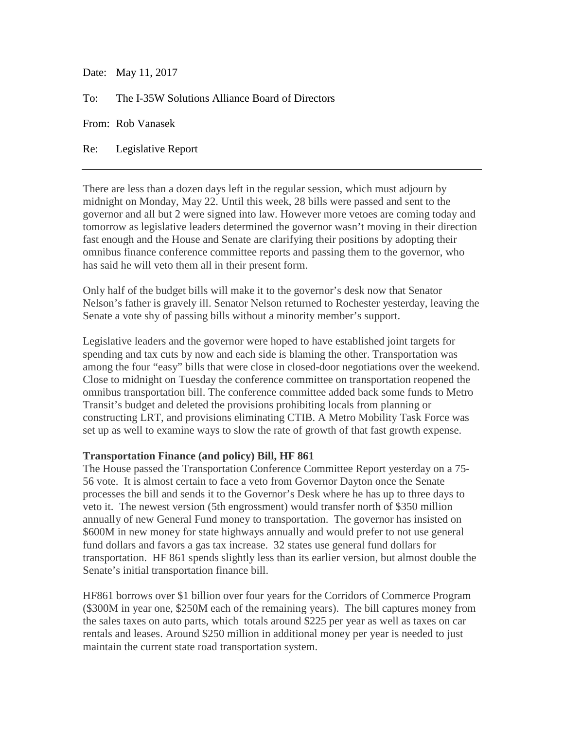Date: May 11, 2017

To: The I-35W Solutions Alliance Board of Directors

From: Rob Vanasek

Re: Legislative Report

---

There are less than a dozen days left in the regular session, which must adjourn by midnight on Monday, May 22. Until this week, 28 bills were passed and sent to the governor and all but 2 were signed into law. However more vetoes are coming today and tomorrow as legislative leaders determined the governor wasn't moving in their direction fast enough and the House and Senate are clarifying their positions by adopting their omnibus finance conference committee reports and passing them to the governor, who has said he will veto them all in their present form.

Only half of the budget bills will make it to the governor's desk now that Senator Nelson's father is gravely ill. Senator Nelson returned to Rochester yesterday, leaving the Senate a vote shy of passing bills without a minority member's support.

Legislative leaders and the governor were hoped to have established joint targets for spending and tax cuts by now and each side is blaming the other. Transportation was among the four "easy" bills that were close in closed-door negotiations over the weekend. Close to midnight on Tuesday the conference committee on transportation reopened the omnibus transportation bill. The conference committee added back some funds to Metro Transit's budget and deleted the provisions prohibiting locals from planning or constructing LRT, and provisions eliminating CTIB. A Metro Mobility Task Force was set up as well to examine ways to slow the rate of growth of that fast growth expense.

**Transportation Finance (and policy) Bill, HF 861**

The House passed the Transportation Conference Committee Report yesterday on a 75-56 vote. It is almost certain to face a veto from Governor Dayton once the Senate processes the bill and sends it to the Governor's Desk where he has up to three days to veto it. The newest version (5th engrossment) would transfer north of $350 million annually of new General Fund money to transportation. The governor has insisted on $600M in new money for state highways annually and would prefer to not use general fund dollars and favors a gas tax increase. 32 states use general fund dollars for transportation. HF 861 spends slightly less than its earlier version, but almost double the Senate's initial transportation finance bill.

HF861 borrows over $1 billion over four years for the Corridors of Commerce Program ($300M in year one, $250M each of the remaining years). The bill captures money from the sales taxes on auto parts, which totals around $225 per year as well as taxes on car rentals and leases. Around $250 million in additional money per year is needed to just maintain the current state road transportation system.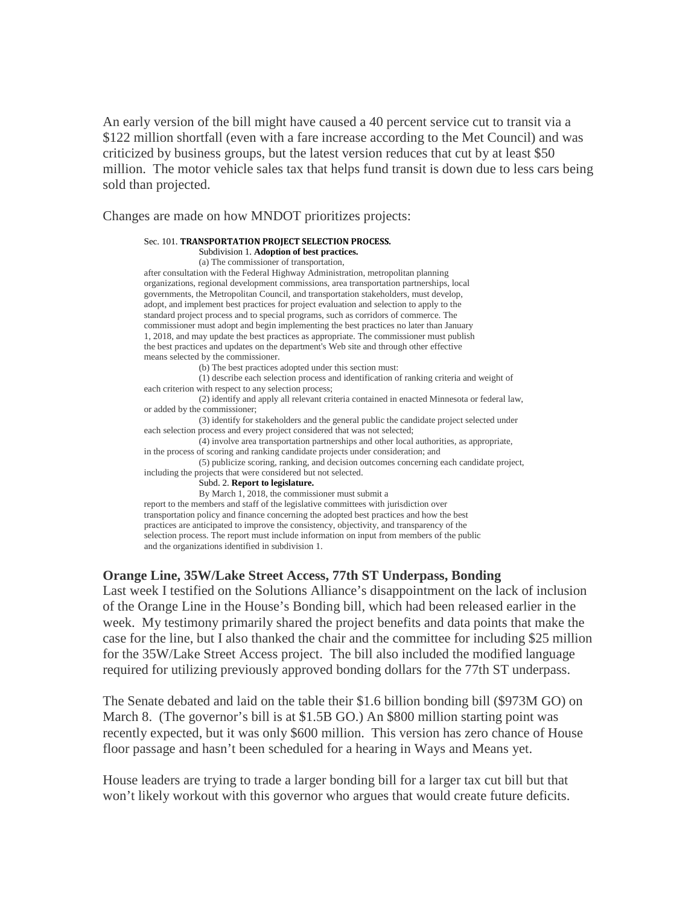An early version of the bill might have caused a 40 percent service cut to transit via a $122 million shortfall (even with a fare increase according to the Met Council) and was criticized by business groups, but the latest version reduces that cut by at least $50 million. The motor vehicle sales tax that helps fund transit is down due to less cars being sold than projected.

Changes are made on how MNDOT prioritizes projects:

> Sec. 101. **TRANSPORTATION PROJECT SELECTION PROCESS.**
>
> Subdivision 1. **Adoption of best practices.**
>
> (a) The commissioner of transportation, after consultation with the Federal Highway Administration, metropolitan planning organizations, regional development commissions, area transportation partnerships, local governments, the Metropolitan Council, and transportation stakeholders, must develop, adopt, and implement best practices for project evaluation and selection to apply to the standard project process and to special programs, such as corridors of commerce. The commissioner must adopt and begin implementing the best practices no later than January 1, 2018, and may update the best practices as appropriate. The commissioner must publish the best practices and updates on the department's Web site and through other effective means selected by the commissioner.
>
> (b) The best practices adopted under this section must:
>
> (1) describe each selection process and identification of ranking criteria and weight of each criterion with respect to any selection process;
>
> (2) identify and apply all relevant criteria contained in enacted Minnesota or federal law, or added by the commissioner;
>
> (3) identify for stakeholders and the general public the candidate project selected under each selection process and every project considered that was not selected;
>
> (4) involve area transportation partnerships and other local authorities, as appropriate, in the process of scoring and ranking candidate projects under consideration; and
>
> (5) publicize scoring, ranking, and decision outcomes concerning each candidate project, including the projects that were considered but not selected.
>
> Subd. 2. **Report to legislature.**
>
> By March 1, 2018, the commissioner must submit a report to the members and staff of the legislative committees with jurisdiction over transportation policy and finance concerning the adopted best practices and how the best practices are anticipated to improve the consistency, objectivity, and transparency of the selection process. The report must include information on input from members of the public and the organizations identified in subdivision 1.

**Orange Line, 35W/Lake Street Access, 77th ST Underpass, Bonding**

Last week I testified on the Solutions Alliance's disappointment on the lack of inclusion of the Orange Line in the House's Bonding bill, which had been released earlier in the week. My testimony primarily shared the project benefits and data points that make the case for the line, but I also thanked the chair and the committee for including $25 million for the 35W/Lake Street Access project. The bill also included the modified language required for utilizing previously approved bonding dollars for the 77th ST underpass.

The Senate debated and laid on the table their $1.6 billion bonding bill ($973M GO) on March 8. (The governor's bill is at $1.5B GO.) An $800 million starting point was recently expected, but it was only $600 million. This version has zero chance of House floor passage and hasn't been scheduled for a hearing in Ways and Means yet.

House leaders are trying to trade a larger bonding bill for a larger tax cut bill but that won't likely workout with this governor who argues that would create future deficits.